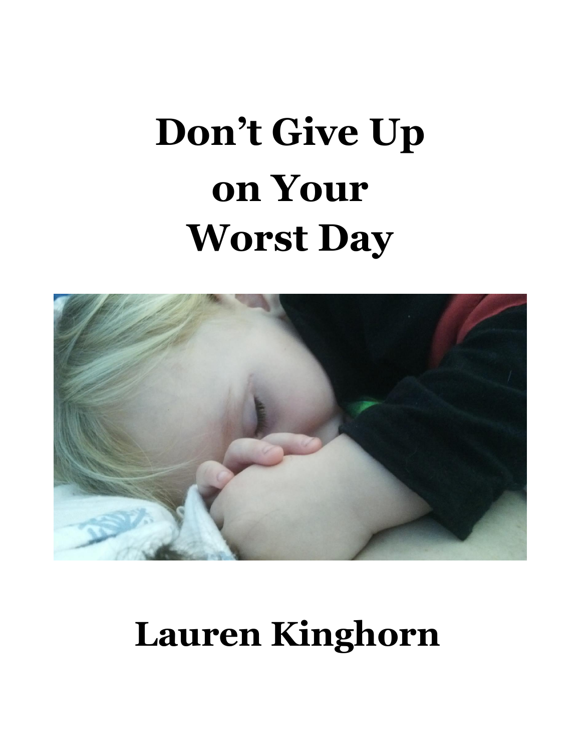# Don't Give Up on Your Worst Day

**Lauren Kinghorn**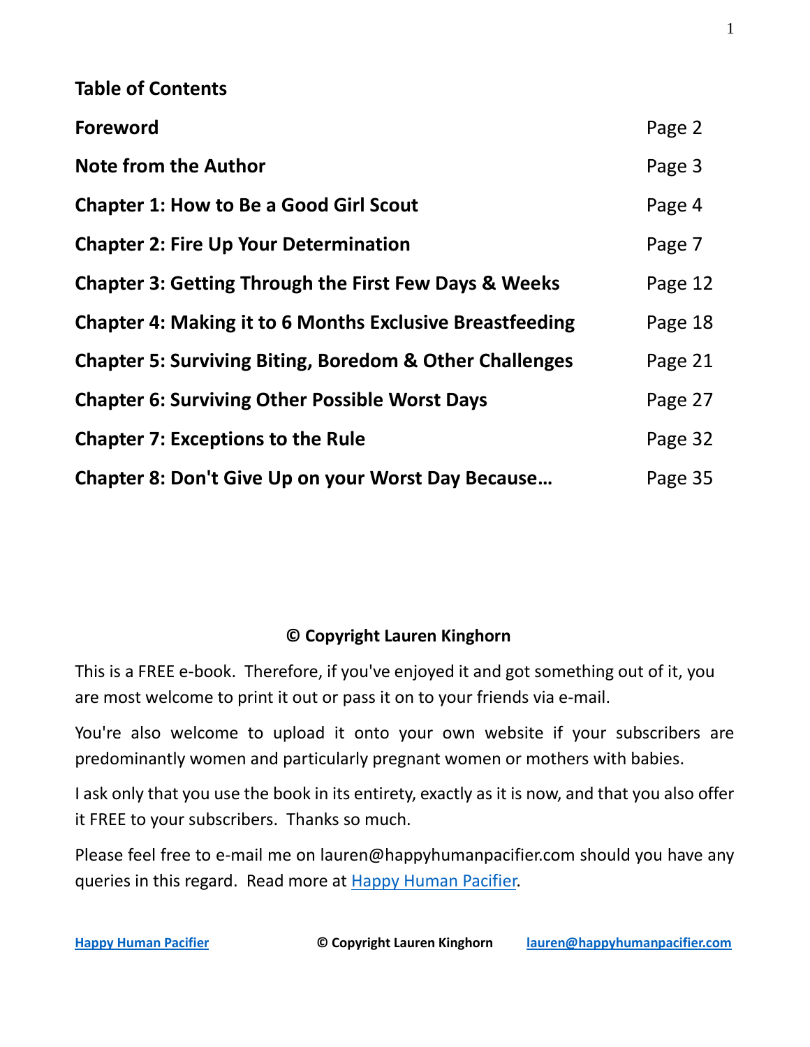## Table of Contents

| | |
|---|---|
| **Foreword** | Page 2 |
| **Note from the Author** | Page 3 |
| **Chapter 1: How to Be a Good Girl Scout** | Page 4 |
| **Chapter 2: Fire Up Your Determination** | Page 7 |
| **Chapter 3: Getting Through the First Few Days & Weeks** | Page 12 |
| **Chapter 4: Making it to 6 Months Exclusive Breastfeeding** | Page 18 |
| **Chapter 5: Surviving Biting, Boredom & Other Challenges** | Page 21 |
| **Chapter 6: Surviving Other Possible Worst Days** | Page 27 |
| **Chapter 7: Exceptions to the Rule** | Page 32 |
| **Chapter 8: Don't Give Up on your Worst Day Because…** | Page 35 |

**© Copyright Lauren Kinghorn**

This is a FREE e-book. Therefore, if you've enjoyed it and got something out of it, you are most welcome to print it out or pass it on to your friends via e-mail.

You're also welcome to upload it onto your own website if your subscribers are predominantly women and particularly pregnant women or mothers with babies.

I ask only that you use the book in its entirety, exactly as it is now, and that you also offer it FREE to your subscribers. Thanks so much.

Please feel free to e-mail me on lauren@happyhumanpacifier.com should you have any queries in this regard. Read more at Happy Human Pacifier.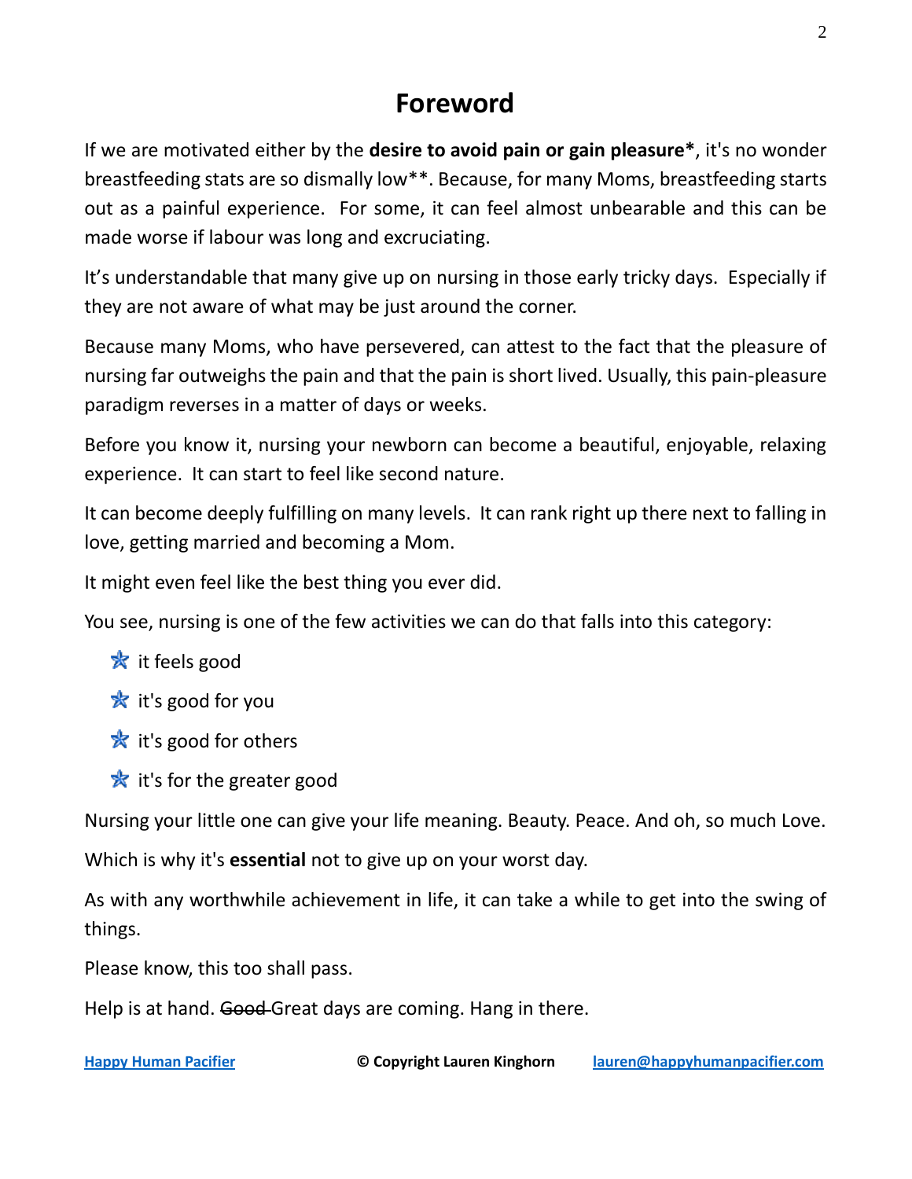# Foreword

If we are motivated either by the **desire to avoid pain or gain pleasure***, it's no wonder breastfeeding stats are so dismally low**. Because, for many Moms, breastfeeding starts out as a painful experience. For some, it can feel almost unbearable and this can be made worse if labour was long and excruciating.

It's understandable that many give up on nursing in those early tricky days. Especially if they are not aware of what may be just around the corner.

Because many Moms, who have persevered, can attest to the fact that the pleasure of nursing far outweighs the pain and that the pain is short lived. Usually, this pain-pleasure paradigm reverses in a matter of days or weeks.

Before you know it, nursing your newborn can become a beautiful, enjoyable, relaxing experience. It can start to feel like second nature.

It can become deeply fulfilling on many levels. It can rank right up there next to falling in love, getting married and becoming a Mom.

It might even feel like the best thing you ever did.

You see, nursing is one of the few activities we can do that falls into this category:

- it feels good
- it's good for you
- it's good for others
- it's for the greater good

Nursing your little one can give your life meaning. Beauty. Peace. And oh, so much Love.

Which is why it's **essential** not to give up on your worst day.

As with any worthwhile achievement in life, it can take a while to get into the swing of things.

Please know, this too shall pass.

Help is at hand. ~~Good~~ Great days are coming. Hang in there.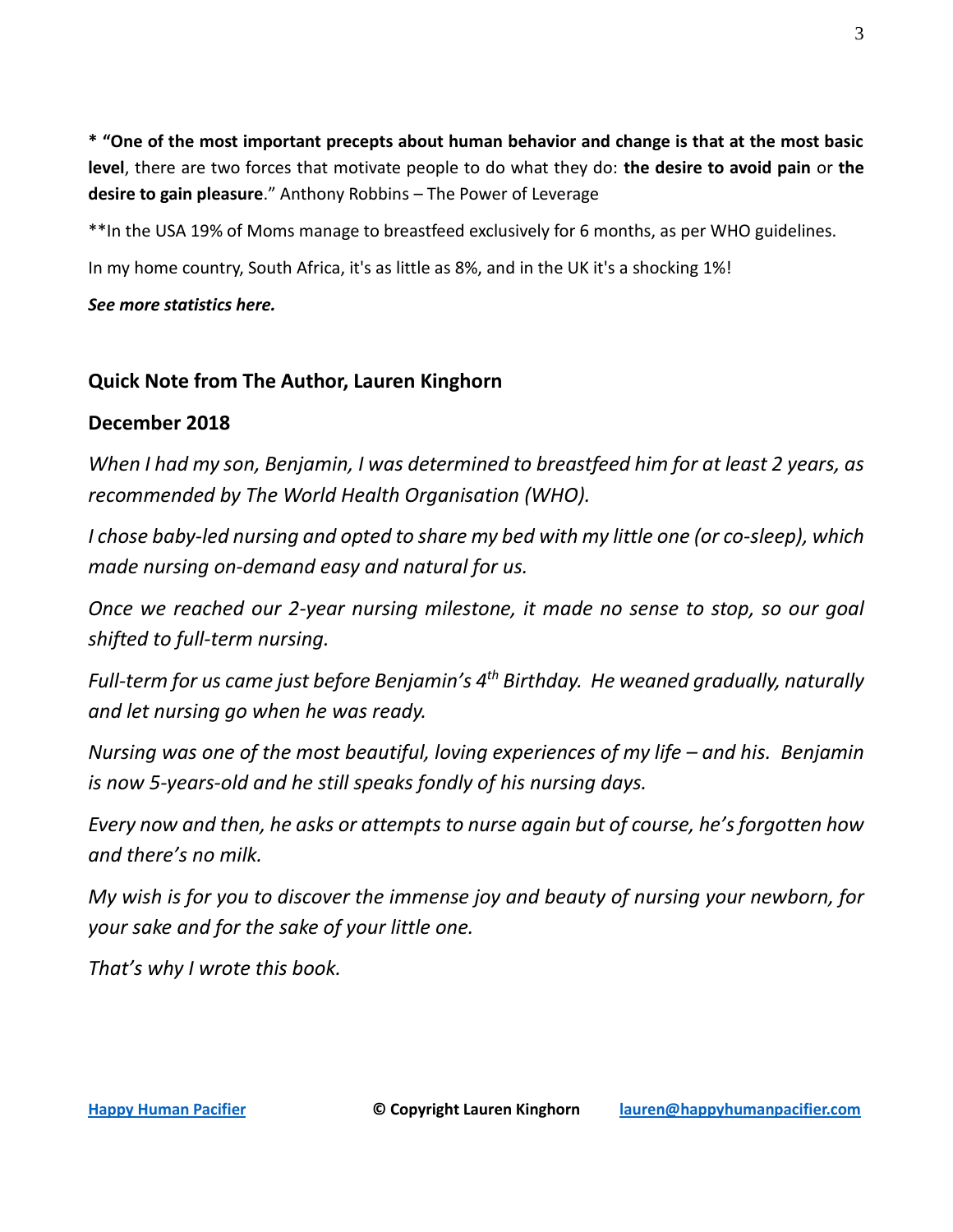**\* "One of the most important precepts about human behavior and change is that at the most basic level**, there are two forces that motivate people to do what they do: **the desire to avoid pain** or **the desire to gain pleasure**." Anthony Robbins – The Power of Leverage

**In the USA 19% of Moms manage to breastfeed exclusively for 6 months, as per WHO guidelines.

In my home country, South Africa, it's as little as 8%, and in the UK it's a shocking 1%!

***See more statistics here.***

## Quick Note from The Author, Lauren Kinghorn

## December 2018

*When I had my son, Benjamin, I was determined to breastfeed him for at least 2 years, as recommended by The World Health Organisation (WHO).*

*I chose baby-led nursing and opted to share my bed with my little one (or co-sleep), which made nursing on-demand easy and natural for us.*

*Once we reached our 2-year nursing milestone, it made no sense to stop, so our goal shifted to full-term nursing.*

*Full-term for us came just before Benjamin's 4th Birthday. He weaned gradually, naturally and let nursing go when he was ready.*

*Nursing was one of the most beautiful, loving experiences of my life – and his. Benjamin is now 5-years-old and he still speaks fondly of his nursing days.*

*Every now and then, he asks or attempts to nurse again but of course, he's forgotten how and there's no milk.*

*My wish is for you to discover the immense joy and beauty of nursing your newborn, for your sake and for the sake of your little one.*

*That's why I wrote this book.*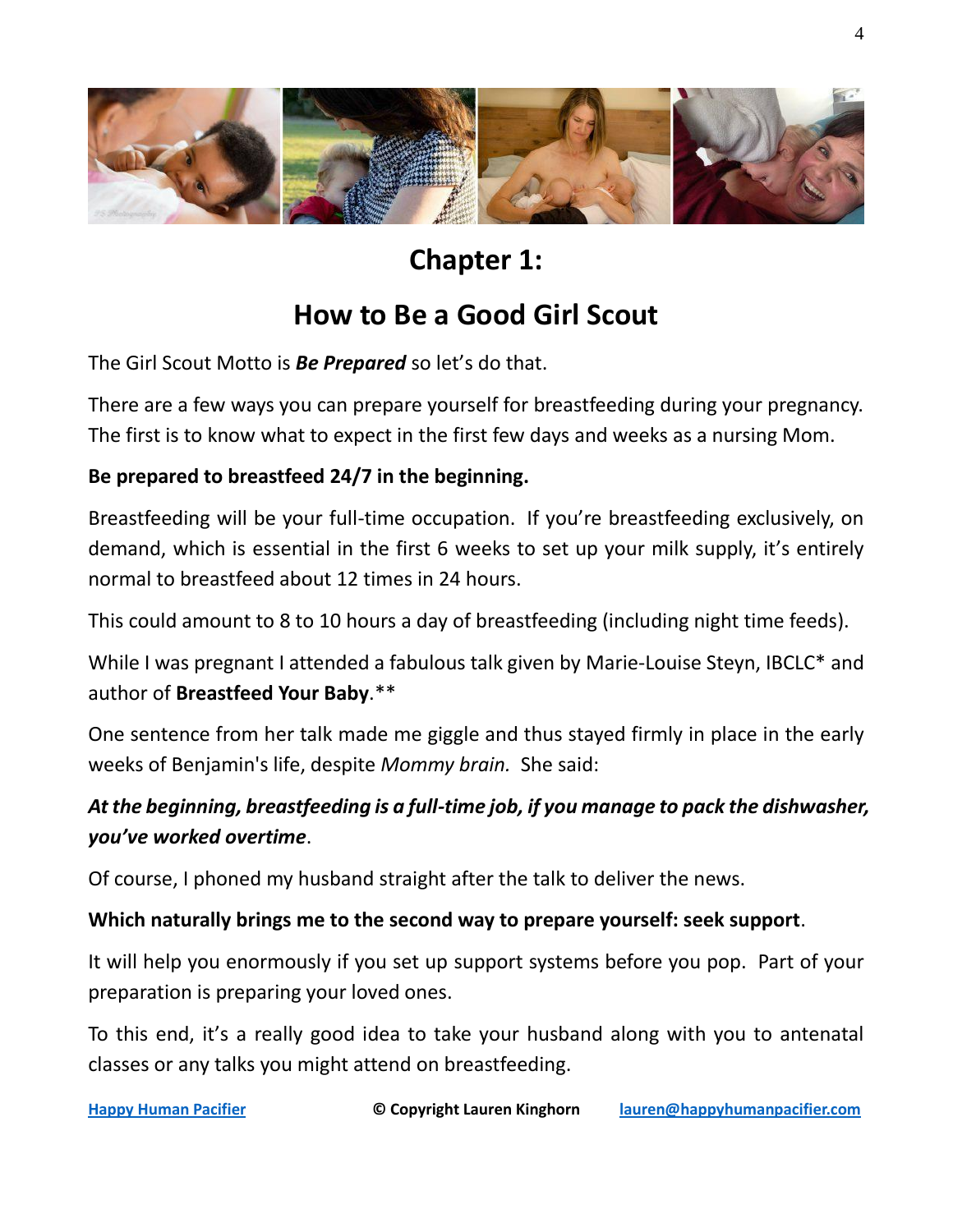# Chapter 1:

# How to Be a Good Girl Scout

The Girl Scout Motto is ***Be Prepared*** so let's do that.

There are a few ways you can prepare yourself for breastfeeding during your pregnancy. The first is to know what to expect in the first few days and weeks as a nursing Mom.

**Be prepared to breastfeed 24/7 in the beginning.**

Breastfeeding will be your full-time occupation. If you're breastfeeding exclusively, on demand, which is essential in the first 6 weeks to set up your milk supply, it's entirely normal to breastfeed about 12 times in 24 hours.

This could amount to 8 to 10 hours a day of breastfeeding (including night time feeds).

While I was pregnant I attended a fabulous talk given by Marie-Louise Steyn, IBCLC* and author of **Breastfeed Your Baby**.**

One sentence from her talk made me giggle and thus stayed firmly in place in the early weeks of Benjamin's life, despite *Mommy brain.* She said:

***At the beginning, breastfeeding is a full-time job, if you manage to pack the dishwasher, you've worked overtime***.

Of course, I phoned my husband straight after the talk to deliver the news.

**Which naturally brings me to the second way to prepare yourself: seek support**.

It will help you enormously if you set up support systems before you pop. Part of your preparation is preparing your loved ones.

To this end, it's a really good idea to take your husband along with you to antenatal classes or any talks you might attend on breastfeeding.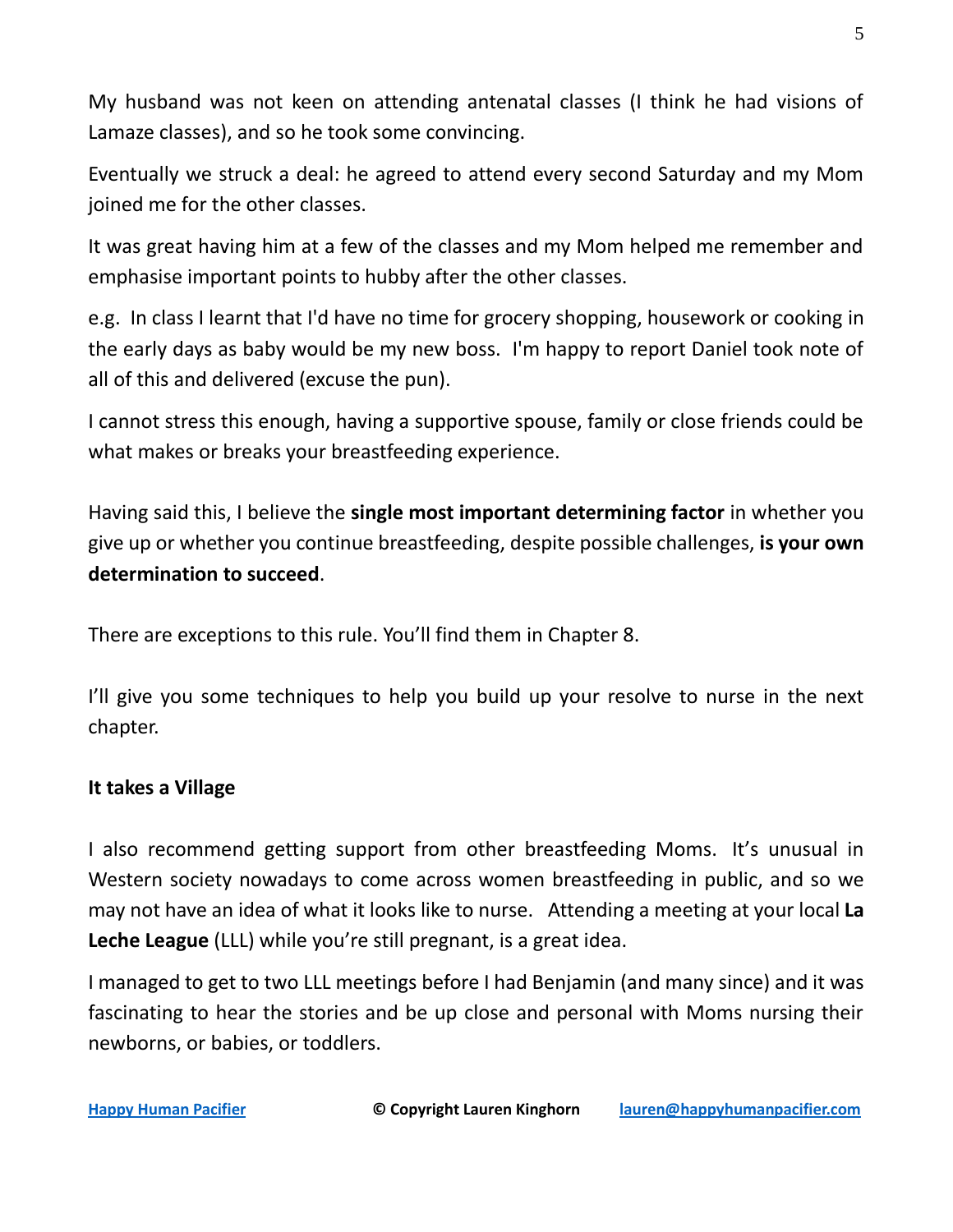My husband was not keen on attending antenatal classes (I think he had visions of Lamaze classes), and so he took some convincing.

Eventually we struck a deal: he agreed to attend every second Saturday and my Mom joined me for the other classes.

It was great having him at a few of the classes and my Mom helped me remember and emphasise important points to hubby after the other classes.

e.g. In class I learnt that I'd have no time for grocery shopping, housework or cooking in the early days as baby would be my new boss. I'm happy to report Daniel took note of all of this and delivered (excuse the pun).

I cannot stress this enough, having a supportive spouse, family or close friends could be what makes or breaks your breastfeeding experience.

Having said this, I believe the **single most important determining factor** in whether you give up or whether you continue breastfeeding, despite possible challenges, **is your own determination to succeed**.

There are exceptions to this rule. You'll find them in Chapter 8.

I'll give you some techniques to help you build up your resolve to nurse in the next chapter.

**It takes a Village**

I also recommend getting support from other breastfeeding Moms. It's unusual in Western society nowadays to come across women breastfeeding in public, and so we may not have an idea of what it looks like to nurse. Attending a meeting at your local **La Leche League** (LLL) while you're still pregnant, is a great idea.

I managed to get to two LLL meetings before I had Benjamin (and many since) and it was fascinating to hear the stories and be up close and personal with Moms nursing their newborns, or babies, or toddlers.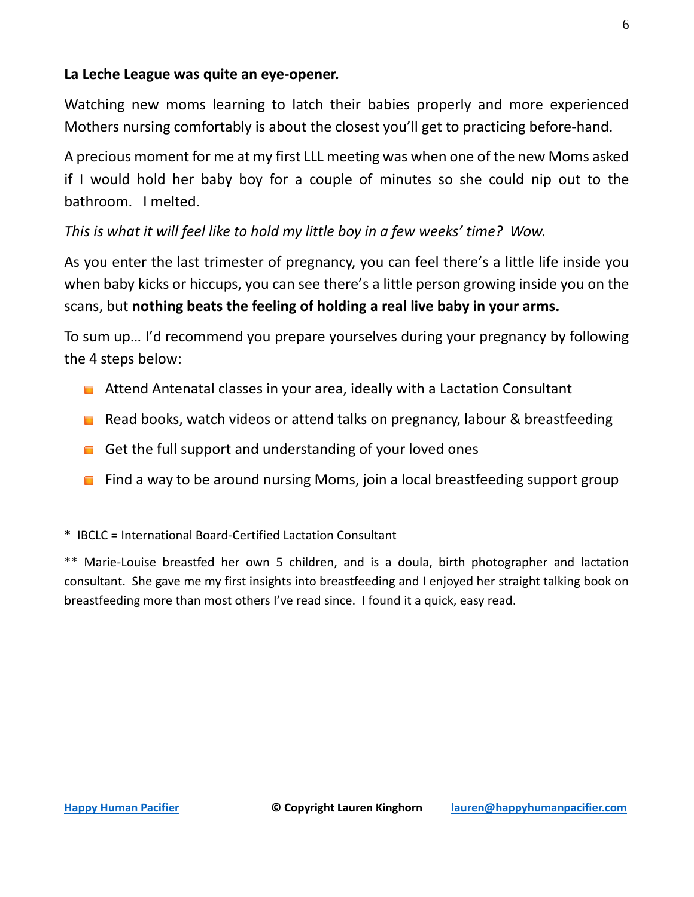**La Leche League was quite an eye-opener.**

Watching new moms learning to latch their babies properly and more experienced Mothers nursing comfortably is about the closest you'll get to practicing before-hand.

A precious moment for me at my first LLL meeting was when one of the new Moms asked if I would hold her baby boy for a couple of minutes so she could nip out to the bathroom. I melted.

*This is what it will feel like to hold my little boy in a few weeks' time? Wow.*

As you enter the last trimester of pregnancy, you can feel there's a little life inside you when baby kicks or hiccups, you can see there's a little person growing inside you on the scans, but **nothing beats the feeling of holding a real live baby in your arms.**

To sum up… I'd recommend you prepare yourselves during your pregnancy by following the 4 steps below:

- Attend Antenatal classes in your area, ideally with a Lactation Consultant
- Read books, watch videos or attend talks on pregnancy, labour & breastfeeding
- Get the full support and understanding of your loved ones
- Find a way to be around nursing Moms, join a local breastfeeding support group

**\*** IBCLC = International Board-Certified Lactation Consultant

** Marie-Louise breastfed her own 5 children, and is a doula, birth photographer and lactation consultant. She gave me my first insights into breastfeeding and I enjoyed her straight talking book on breastfeeding more than most others I've read since. I found it a quick, easy read.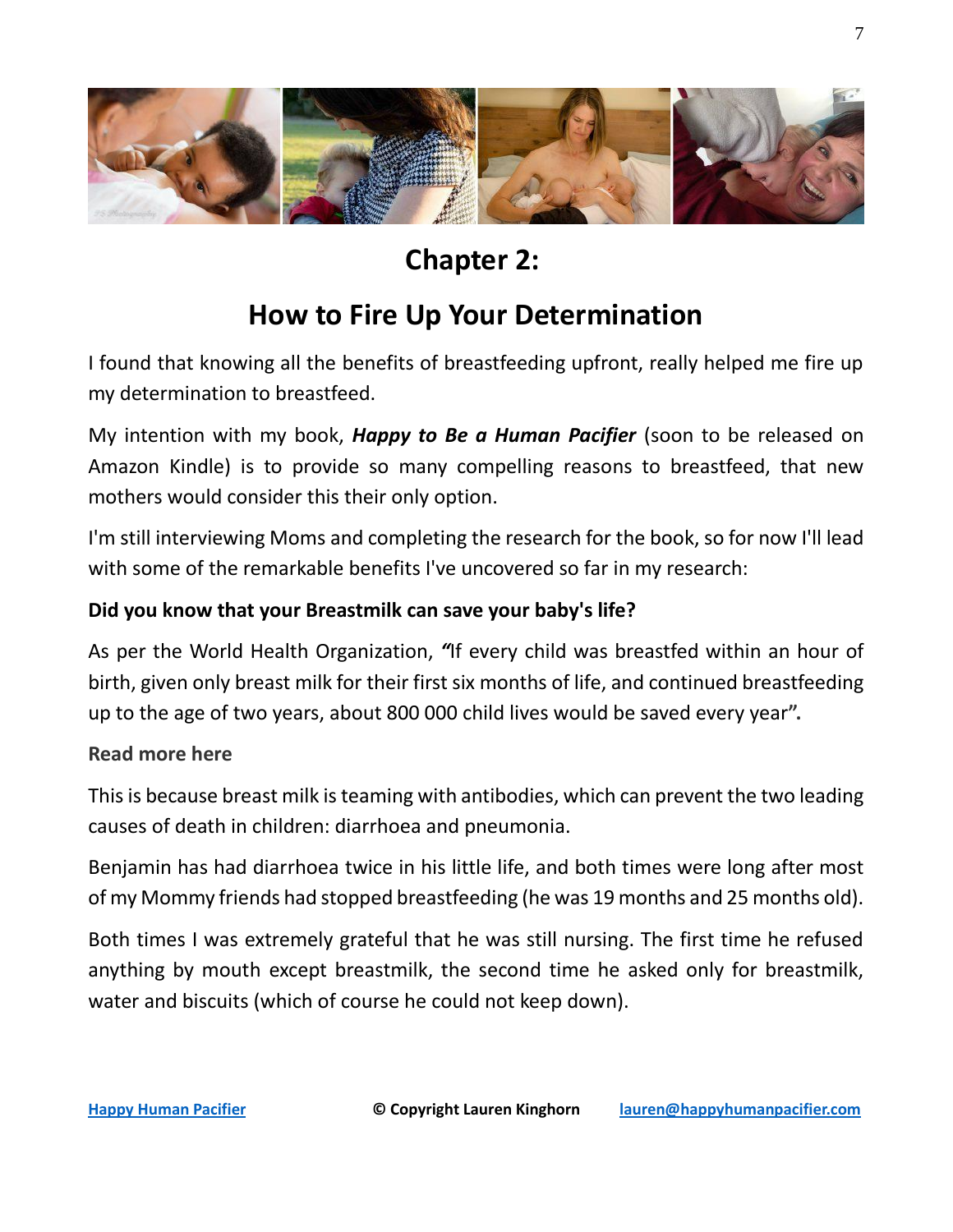## Chapter 2:

## How to Fire Up Your Determination

I found that knowing all the benefits of breastfeeding upfront, really helped me fire up my determination to breastfeed.

My intention with my book, ***Happy to Be a Human Pacifier*** (soon to be released on Amazon Kindle) is to provide so many compelling reasons to breastfeed, that new mothers would consider this their only option.

I'm still interviewing Moms and completing the research for the book, so for now I'll lead with some of the remarkable benefits I've uncovered so far in my research:

**Did you know that your Breastmilk can save your baby's life?**

As per the World Health Organization, ***"***If every child was breastfed within an hour of birth, given only breast milk for their first six months of life, and continued breastfeeding up to the age of two years, about 800 000 child lives would be saved every year**"**.

**Read more here**

This is because breast milk is teaming with antibodies, which can prevent the two leading causes of death in children: diarrhoea and pneumonia.

Benjamin has had diarrhoea twice in his little life, and both times were long after most of my Mommy friends had stopped breastfeeding (he was 19 months and 25 months old).

Both times I was extremely grateful that he was still nursing. The first time he refused anything by mouth except breastmilk, the second time he asked only for breastmilk, water and biscuits (which of course he could not keep down).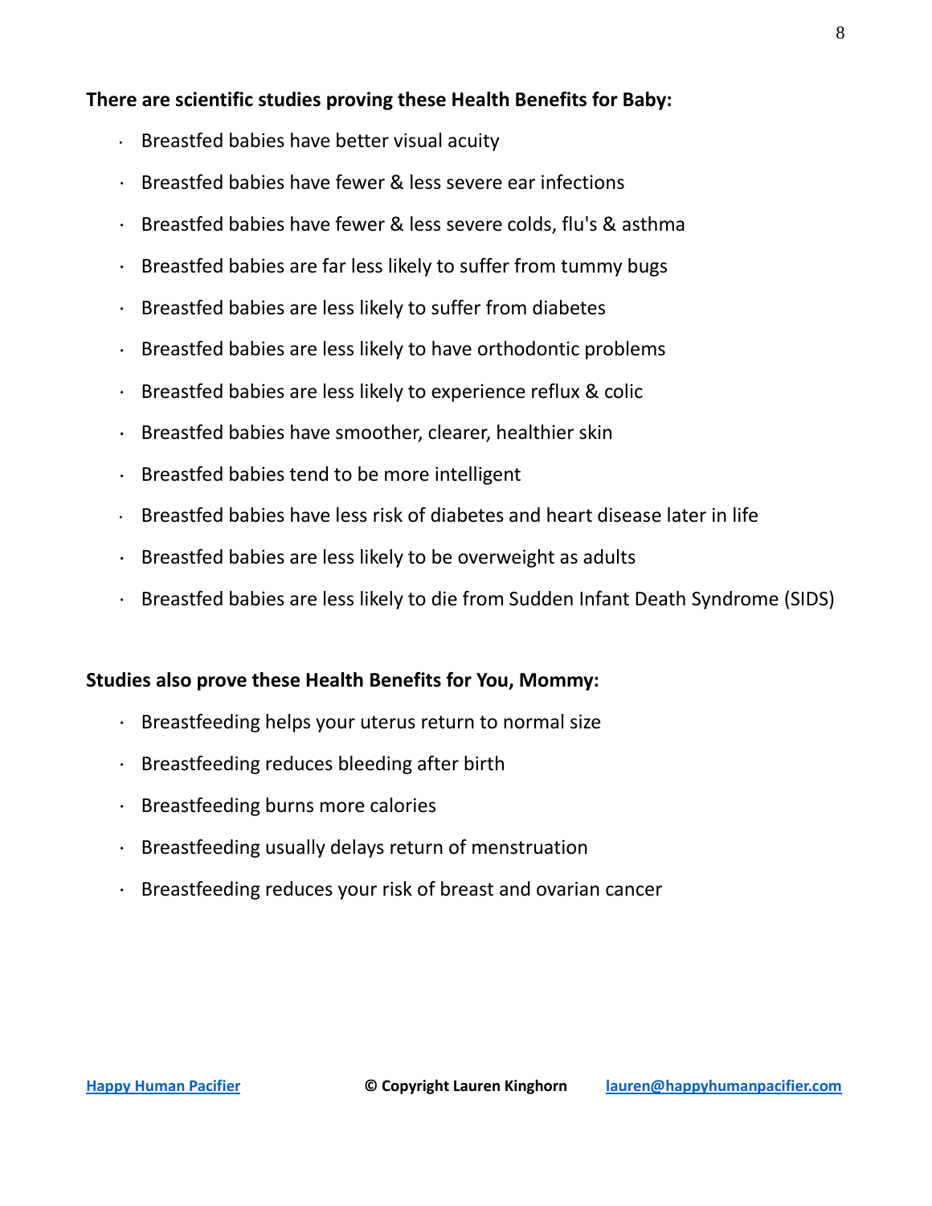**There are scientific studies proving these Health Benefits for Baby:**

- Breastfed babies have better visual acuity
- Breastfed babies have fewer & less severe ear infections
- Breastfed babies have fewer & less severe colds, flu's & asthma
- Breastfed babies are far less likely to suffer from tummy bugs
- Breastfed babies are less likely to suffer from diabetes
- Breastfed babies are less likely to have orthodontic problems
- Breastfed babies are less likely to experience reflux & colic
- Breastfed babies have smoother, clearer, healthier skin
- Breastfed babies tend to be more intelligent
- Breastfed babies have less risk of diabetes and heart disease later in life
- Breastfed babies are less likely to be overweight as adults
- Breastfed babies are less likely to die from Sudden Infant Death Syndrome (SIDS)

**Studies also prove these Health Benefits for You, Mommy:**

- Breastfeeding helps your uterus return to normal size
- Breastfeeding reduces bleeding after birth
- Breastfeeding burns more calories
- Breastfeeding usually delays return of menstruation
- Breastfeeding reduces your risk of breast and ovarian cancer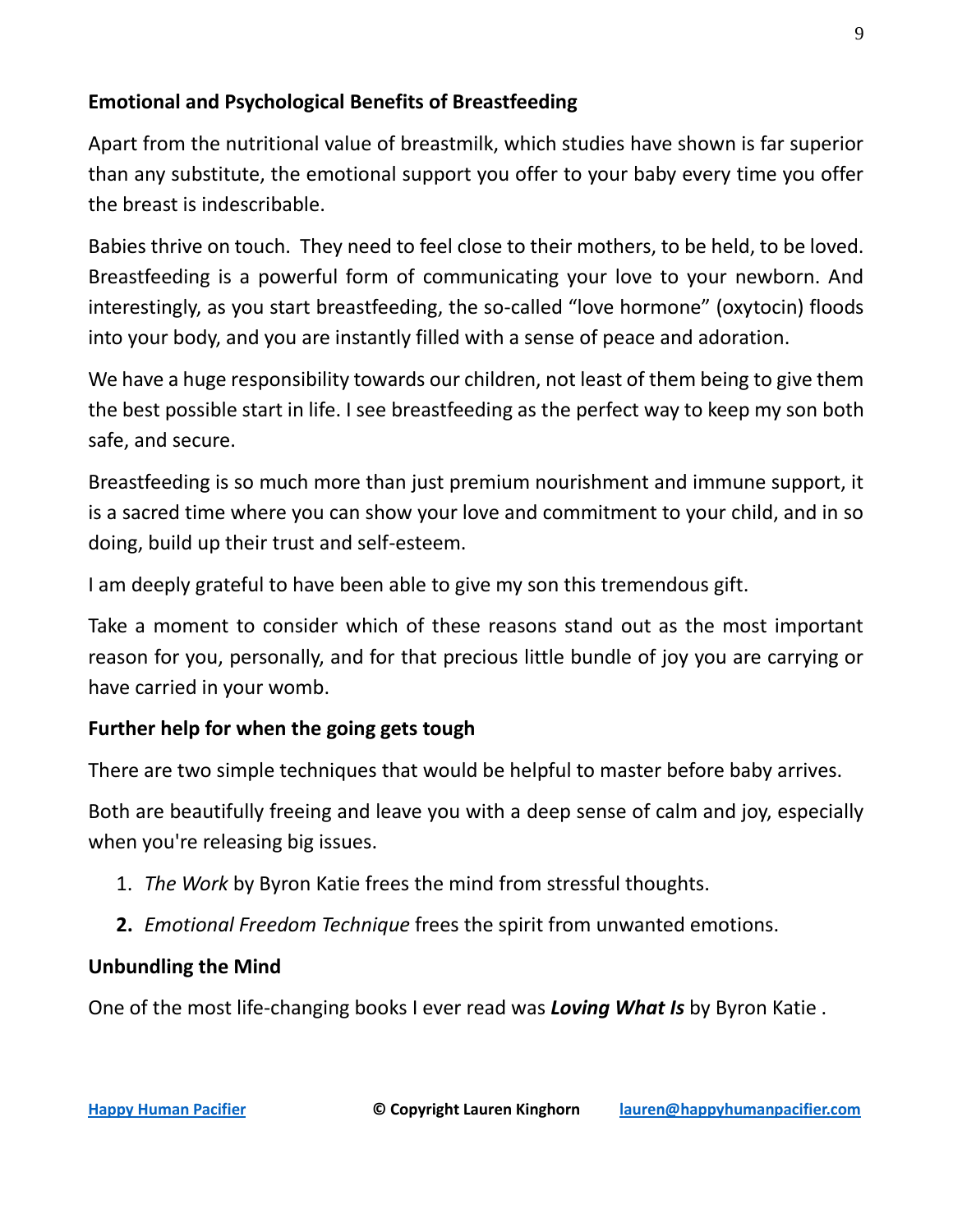**Emotional and Psychological Benefits of Breastfeeding**

Apart from the nutritional value of breastmilk, which studies have shown is far superior than any substitute, the emotional support you offer to your baby every time you offer the breast is indescribable.

Babies thrive on touch. They need to feel close to their mothers, to be held, to be loved. Breastfeeding is a powerful form of communicating your love to your newborn. And interestingly, as you start breastfeeding, the so-called "love hormone" (oxytocin) floods into your body, and you are instantly filled with a sense of peace and adoration.

We have a huge responsibility towards our children, not least of them being to give them the best possible start in life. I see breastfeeding as the perfect way to keep my son both safe, and secure.

Breastfeeding is so much more than just premium nourishment and immune support, it is a sacred time where you can show your love and commitment to your child, and in so doing, build up their trust and self-esteem.

I am deeply grateful to have been able to give my son this tremendous gift.

Take a moment to consider which of these reasons stand out as the most important reason for you, personally, and for that precious little bundle of joy you are carrying or have carried in your womb.

**Further help for when the going gets tough**

There are two simple techniques that would be helpful to master before baby arrives.

Both are beautifully freeing and leave you with a deep sense of calm and joy, especially when you're releasing big issues.

1. *The Work* by Byron Katie frees the mind from stressful thoughts.
2. *Emotional Freedom Technique* frees the spirit from unwanted emotions.

**Unbundling the Mind**

One of the most life-changing books I ever read was ***Loving What Is*** by Byron Katie .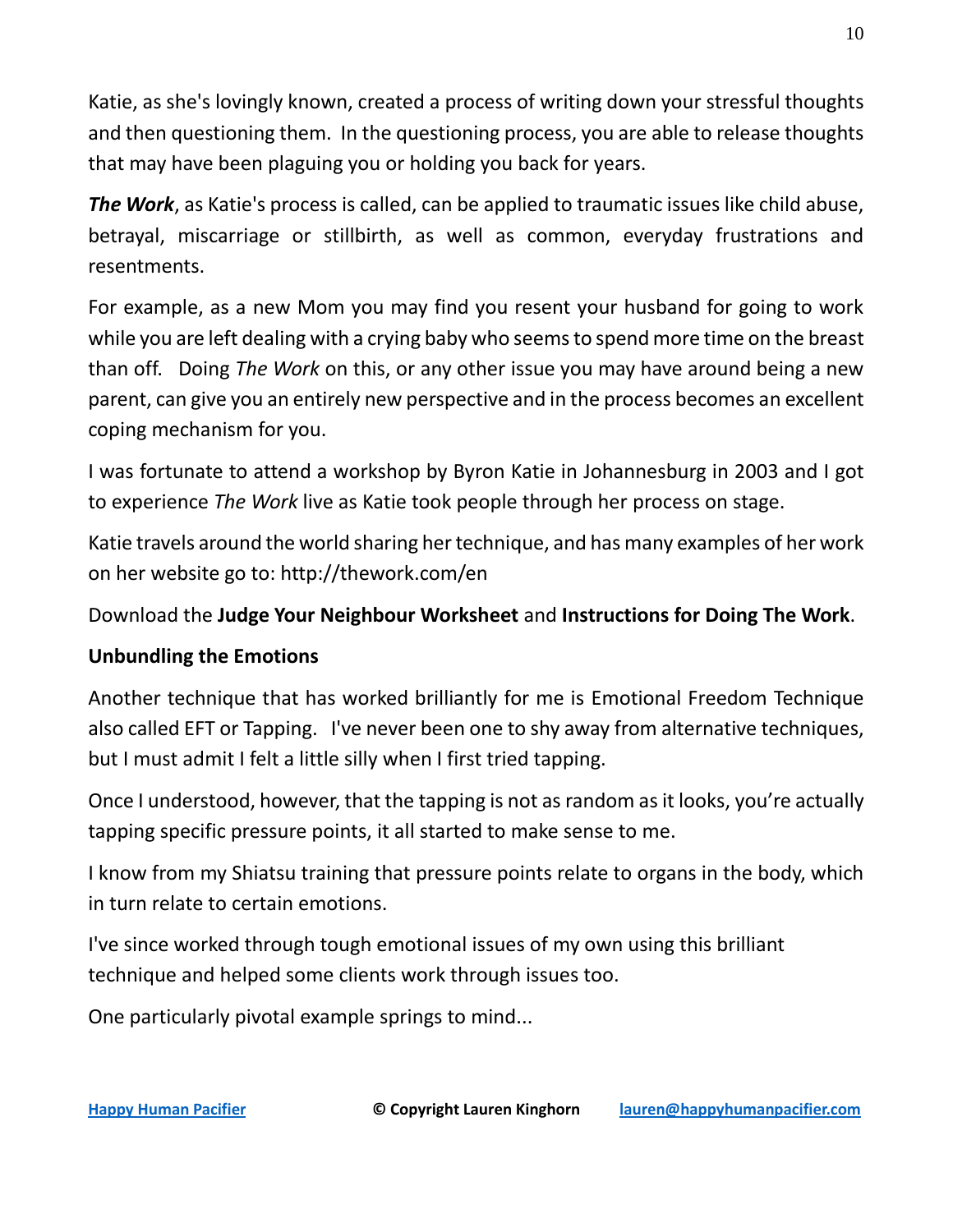Katie, as she's lovingly known, created a process of writing down your stressful thoughts and then questioning them. In the questioning process, you are able to release thoughts that may have been plaguing you or holding you back for years.

***The Work***, as Katie's process is called, can be applied to traumatic issues like child abuse, betrayal, miscarriage or stillbirth, as well as common, everyday frustrations and resentments.

For example, as a new Mom you may find you resent your husband for going to work while you are left dealing with a crying baby who seems to spend more time on the breast than off. Doing *The Work* on this, or any other issue you may have around being a new parent, can give you an entirely new perspective and in the process becomes an excellent coping mechanism for you.

I was fortunate to attend a workshop by Byron Katie in Johannesburg in 2003 and I got to experience *The Work* live as Katie took people through her process on stage.

Katie travels around the world sharing her technique, and has many examples of her work on her website go to: http://thework.com/en

Download the **Judge Your Neighbour Worksheet** and **Instructions for Doing The Work**.

**Unbundling the Emotions**

Another technique that has worked brilliantly for me is Emotional Freedom Technique also called EFT or Tapping. I've never been one to shy away from alternative techniques, but I must admit I felt a little silly when I first tried tapping.

Once I understood, however, that the tapping is not as random as it looks, you're actually tapping specific pressure points, it all started to make sense to me.

I know from my Shiatsu training that pressure points relate to organs in the body, which in turn relate to certain emotions.

I've since worked through tough emotional issues of my own using this brilliant technique and helped some clients work through issues too.

One particularly pivotal example springs to mind...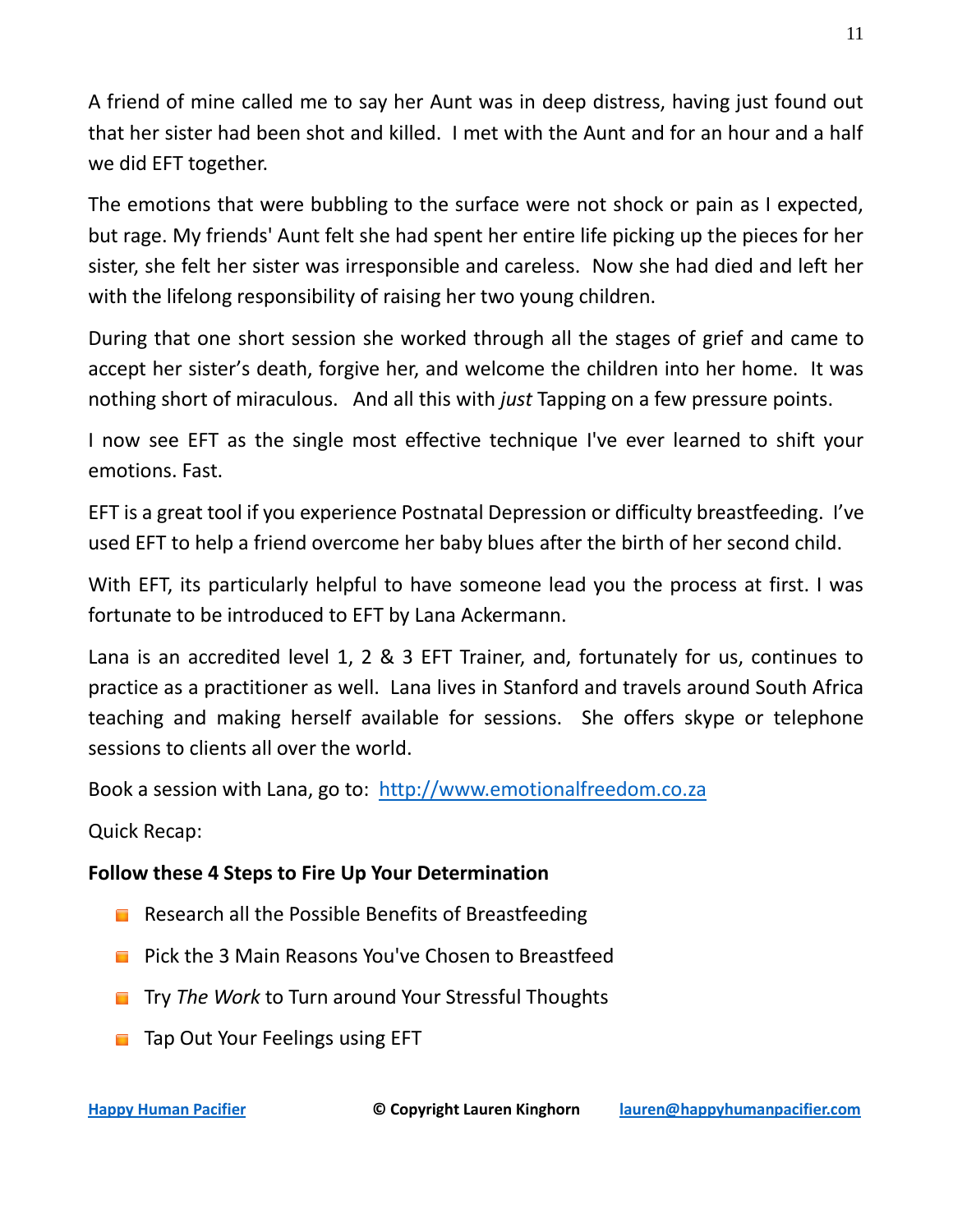A friend of mine called me to say her Aunt was in deep distress, having just found out that her sister had been shot and killed. I met with the Aunt and for an hour and a half we did EFT together.

The emotions that were bubbling to the surface were not shock or pain as I expected, but rage. My friends' Aunt felt she had spent her entire life picking up the pieces for her sister, she felt her sister was irresponsible and careless. Now she had died and left her with the lifelong responsibility of raising her two young children.

During that one short session she worked through all the stages of grief and came to accept her sister's death, forgive her, and welcome the children into her home. It was nothing short of miraculous. And all this with *just* Tapping on a few pressure points.

I now see EFT as the single most effective technique I've ever learned to shift your emotions. Fast.

EFT is a great tool if you experience Postnatal Depression or difficulty breastfeeding. I've used EFT to help a friend overcome her baby blues after the birth of her second child.

With EFT, its particularly helpful to have someone lead you the process at first. I was fortunate to be introduced to EFT by Lana Ackermann.

Lana is an accredited level 1, 2 & 3 EFT Trainer, and, fortunately for us, continues to practice as a practitioner as well. Lana lives in Stanford and travels around South Africa teaching and making herself available for sessions. She offers skype or telephone sessions to clients all over the world.

Book a session with Lana, go to: [http://www.emotionalfreedom.co.za](http://www.emotionalfreedom.co.za)

Quick Recap:

**Follow these 4 Steps to Fire Up Your Determination**

- Research all the Possible Benefits of Breastfeeding
- Pick the 3 Main Reasons You've Chosen to Breastfeed
- Try *The Work* to Turn around Your Stressful Thoughts
- Tap Out Your Feelings using EFT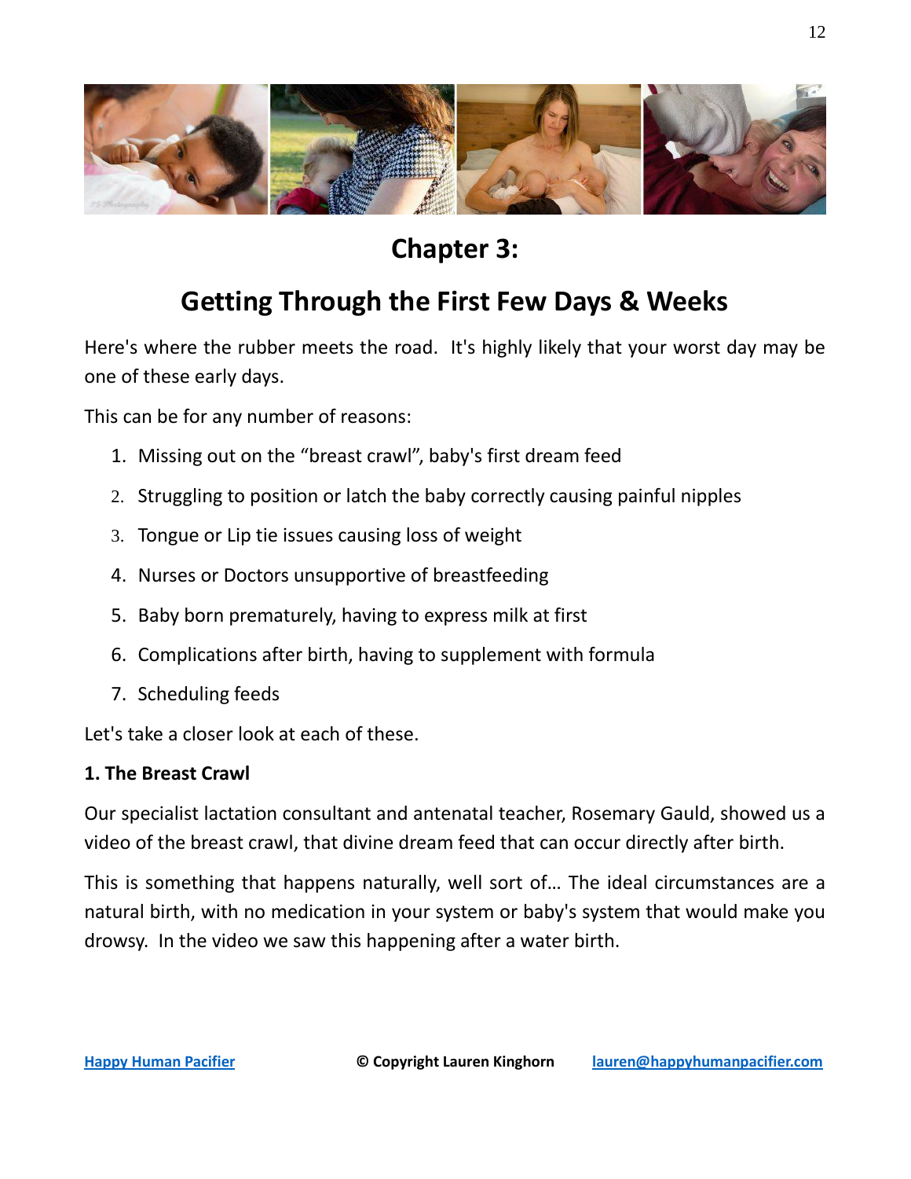# Chapter 3:

# Getting Through the First Few Days & Weeks

Here's where the rubber meets the road. It's highly likely that your worst day may be one of these early days.

This can be for any number of reasons:

1. Missing out on the "breast crawl", baby's first dream feed
2. Struggling to position or latch the baby correctly causing painful nipples
3. Tongue or Lip tie issues causing loss of weight
4. Nurses or Doctors unsupportive of breastfeeding
5. Baby born prematurely, having to express milk at first
6. Complications after birth, having to supplement with formula
7. Scheduling feeds

Let's take a closer look at each of these.

**1. The Breast Crawl**

Our specialist lactation consultant and antenatal teacher, Rosemary Gauld, showed us a video of the breast crawl, that divine dream feed that can occur directly after birth.

This is something that happens naturally, well sort of… The ideal circumstances are a natural birth, with no medication in your system or baby's system that would make you drowsy. In the video we saw this happening after a water birth.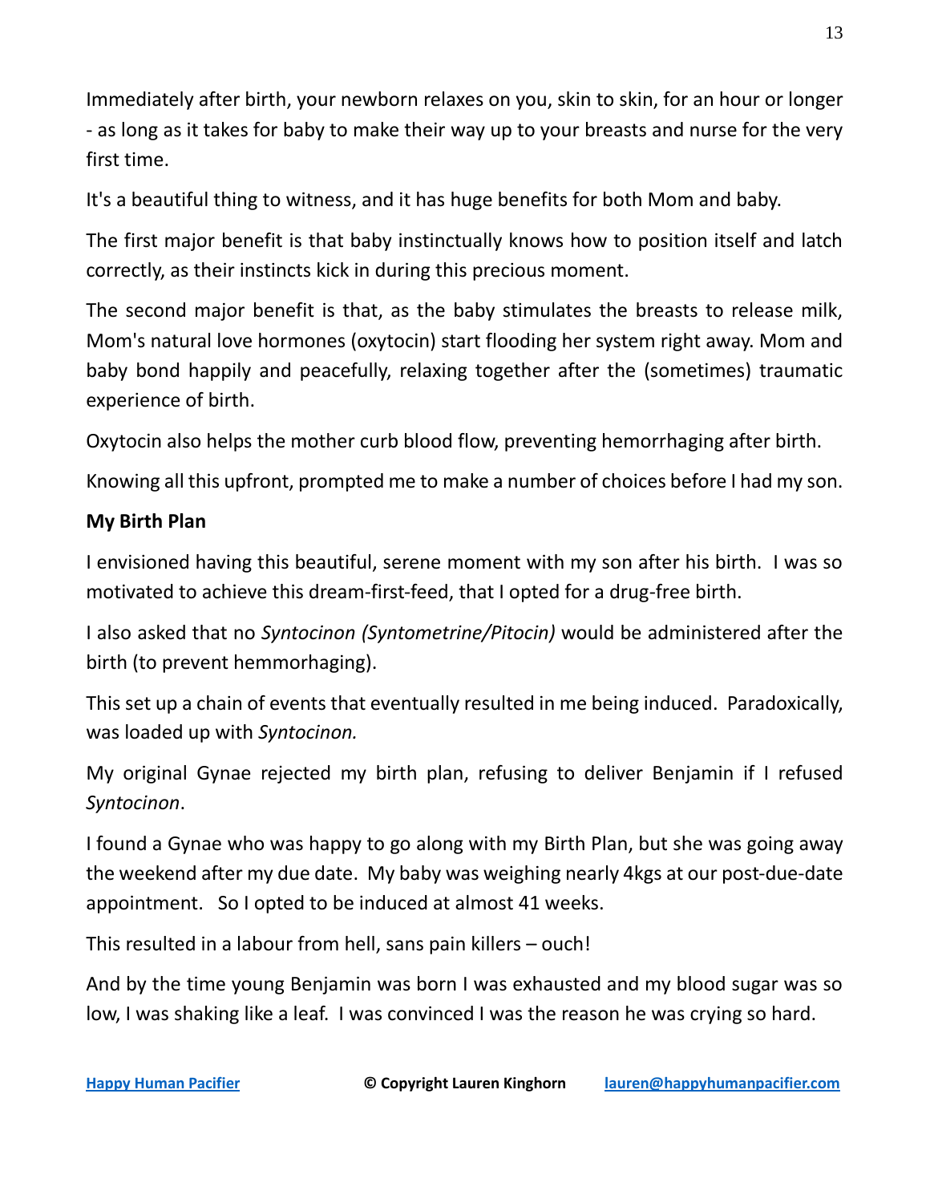Immediately after birth, your newborn relaxes on you, skin to skin, for an hour or longer - as long as it takes for baby to make their way up to your breasts and nurse for the very first time.

It's a beautiful thing to witness, and it has huge benefits for both Mom and baby.

The first major benefit is that baby instinctually knows how to position itself and latch correctly, as their instincts kick in during this precious moment.

The second major benefit is that, as the baby stimulates the breasts to release milk, Mom's natural love hormones (oxytocin) start flooding her system right away. Mom and baby bond happily and peacefully, relaxing together after the (sometimes) traumatic experience of birth.

Oxytocin also helps the mother curb blood flow, preventing hemorrhaging after birth.

Knowing all this upfront, prompted me to make a number of choices before I had my son.

**My Birth Plan**

I envisioned having this beautiful, serene moment with my son after his birth. I was so motivated to achieve this dream-first-feed, that I opted for a drug-free birth.

I also asked that no *Syntocinon (Syntometrine/Pitocin)* would be administered after the birth (to prevent hemmorhaging).

This set up a chain of events that eventually resulted in me being induced. Paradoxically, was loaded up with *Syntocinon.*

My original Gynae rejected my birth plan, refusing to deliver Benjamin if I refused *Syntocinon*.

I found a Gynae who was happy to go along with my Birth Plan, but she was going away the weekend after my due date. My baby was weighing nearly 4kgs at our post-due-date appointment. So I opted to be induced at almost 41 weeks.

This resulted in a labour from hell, sans pain killers – ouch!

And by the time young Benjamin was born I was exhausted and my blood sugar was so low, I was shaking like a leaf. I was convinced I was the reason he was crying so hard.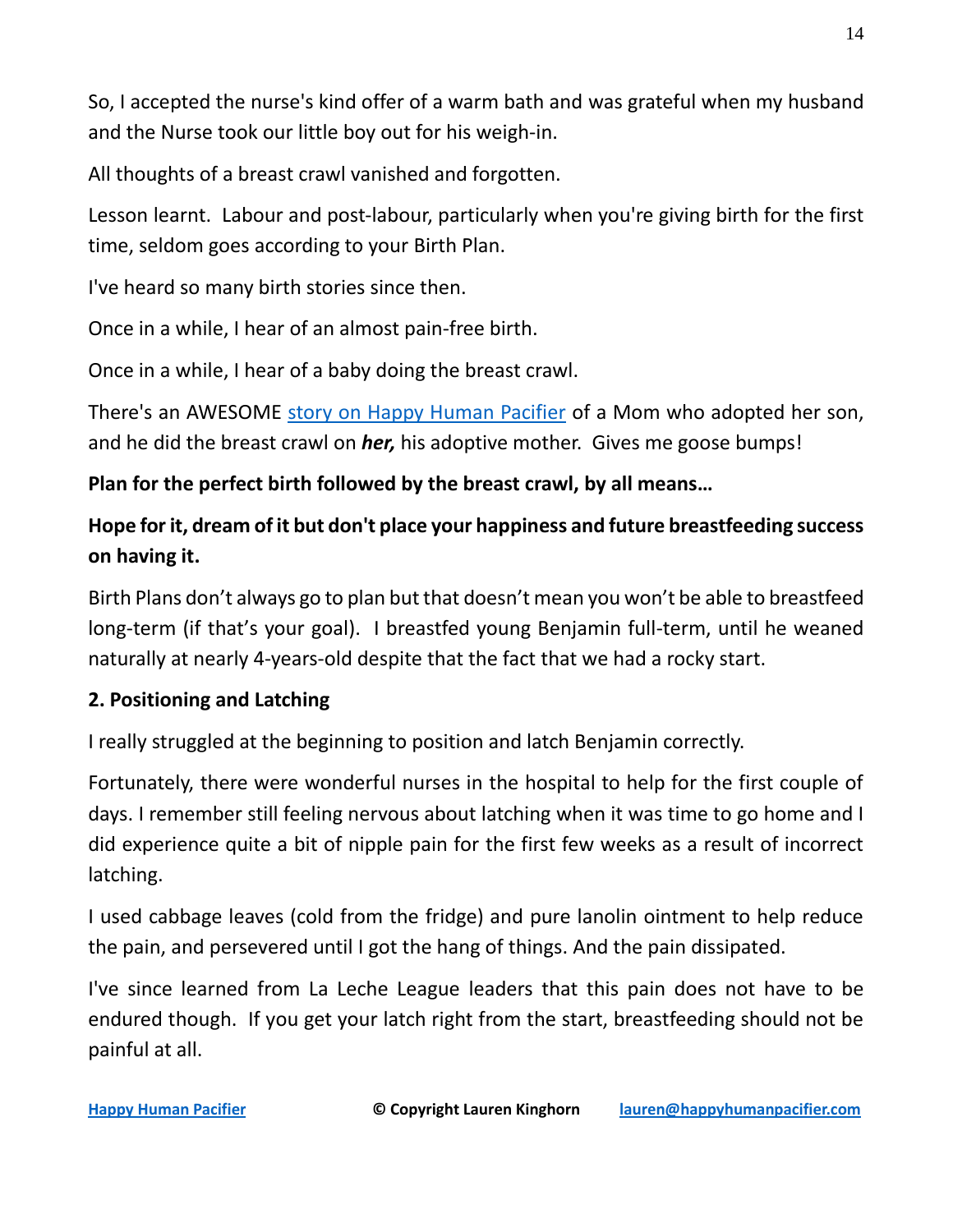So, I accepted the nurse's kind offer of a warm bath and was grateful when my husband and the Nurse took our little boy out for his weigh-in.

All thoughts of a breast crawl vanished and forgotten.

Lesson learnt. Labour and post-labour, particularly when you're giving birth for the first time, seldom goes according to your Birth Plan.

I've heard so many birth stories since then.

Once in a while, I hear of an almost pain-free birth.

Once in a while, I hear of a baby doing the breast crawl.

There's an AWESOME [story on Happy Human Pacifier]() of a Mom who adopted her son, and he did the breast crawl on ***her,*** his adoptive mother. Gives me goose bumps!

**Plan for the perfect birth followed by the breast crawl, by all means…**

**Hope for it, dream of it but don't place your happiness and future breastfeeding success on having it.**

Birth Plans don't always go to plan but that doesn't mean you won't be able to breastfeed long-term (if that's your goal). I breastfed young Benjamin full-term, until he weaned naturally at nearly 4-years-old despite that the fact that we had a rocky start.

**2. Positioning and Latching**

I really struggled at the beginning to position and latch Benjamin correctly.

Fortunately, there were wonderful nurses in the hospital to help for the first couple of days. I remember still feeling nervous about latching when it was time to go home and I did experience quite a bit of nipple pain for the first few weeks as a result of incorrect latching.

I used cabbage leaves (cold from the fridge) and pure lanolin ointment to help reduce the pain, and persevered until I got the hang of things. And the pain dissipated.

I've since learned from La Leche League leaders that this pain does not have to be endured though. If you get your latch right from the start, breastfeeding should not be painful at all.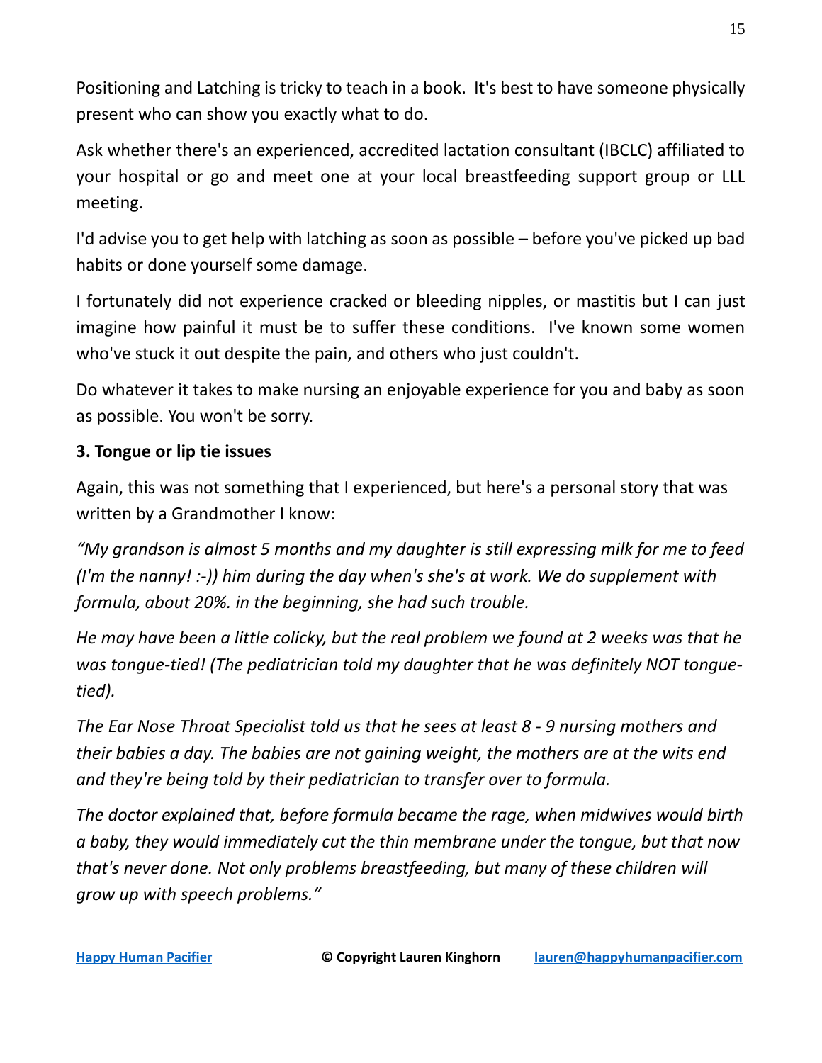Positioning and Latching is tricky to teach in a book. It's best to have someone physically present who can show you exactly what to do.

Ask whether there's an experienced, accredited lactation consultant (IBCLC) affiliated to your hospital or go and meet one at your local breastfeeding support group or LLL meeting.

I'd advise you to get help with latching as soon as possible – before you've picked up bad habits or done yourself some damage.

I fortunately did not experience cracked or bleeding nipples, or mastitis but I can just imagine how painful it must be to suffer these conditions. I've known some women who've stuck it out despite the pain, and others who just couldn't.

Do whatever it takes to make nursing an enjoyable experience for you and baby as soon as possible. You won't be sorry.

**3. Tongue or lip tie issues**

Again, this was not something that I experienced, but here's a personal story that was written by a Grandmother I know:

*"My grandson is almost 5 months and my daughter is still expressing milk for me to feed (I'm the nanny! :-)) him during the day when's she's at work. We do supplement with formula, about 20%. in the beginning, she had such trouble.*

*He may have been a little colicky, but the real problem we found at 2 weeks was that he was tongue-tied! (The pediatrician told my daughter that he was definitely NOT tongue-tied).*

*The Ear Nose Throat Specialist told us that he sees at least 8 - 9 nursing mothers and their babies a day. The babies are not gaining weight, the mothers are at the wits end and they're being told by their pediatrician to transfer over to formula.*

*The doctor explained that, before formula became the rage, when midwives would birth a baby, they would immediately cut the thin membrane under the tongue, but that now that's never done. Not only problems breastfeeding, but many of these children will grow up with speech problems."*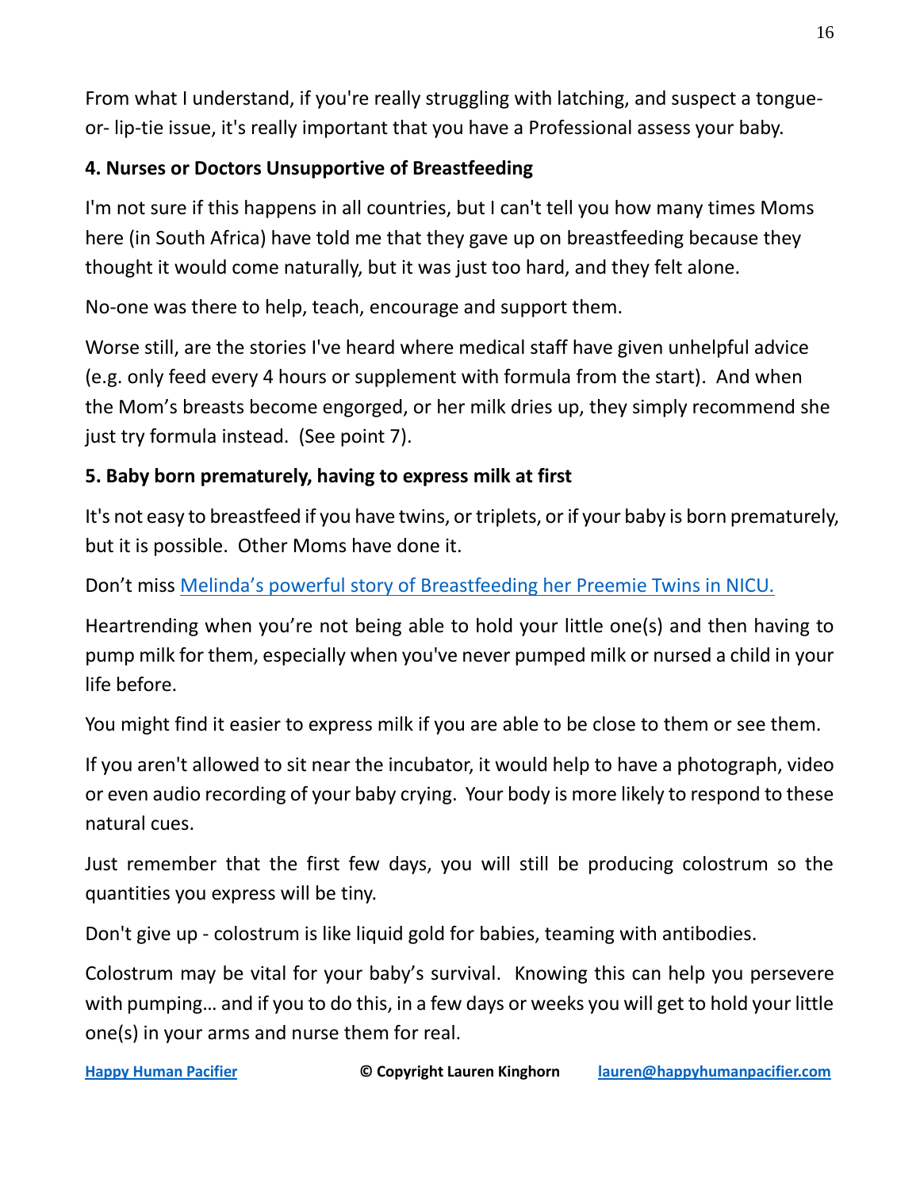From what I understand, if you're really struggling with latching, and suspect a tongue-or- lip-tie issue, it's really important that you have a Professional assess your baby.

**4. Nurses or Doctors Unsupportive of Breastfeeding**

I'm not sure if this happens in all countries, but I can't tell you how many times Moms here (in South Africa) have told me that they gave up on breastfeeding because they thought it would come naturally, but it was just too hard, and they felt alone.

No-one was there to help, teach, encourage and support them.

Worse still, are the stories I've heard where medical staff have given unhelpful advice (e.g. only feed every 4 hours or supplement with formula from the start). And when the Mom's breasts become engorged, or her milk dries up, they simply recommend she just try formula instead. (See point 7).

**5. Baby born prematurely, having to express milk at first**

It's not easy to breastfeed if you have twins, or triplets, or if your baby is born prematurely, but it is possible. Other Moms have done it.

Don't miss Melinda's powerful story of Breastfeeding her Preemie Twins in NICU.

Heartrending when you're not being able to hold your little one(s) and then having to pump milk for them, especially when you've never pumped milk or nursed a child in your life before.

You might find it easier to express milk if you are able to be close to them or see them.

If you aren't allowed to sit near the incubator, it would help to have a photograph, video or even audio recording of your baby crying. Your body is more likely to respond to these natural cues.

Just remember that the first few days, you will still be producing colostrum so the quantities you express will be tiny.

Don't give up - colostrum is like liquid gold for babies, teaming with antibodies.

Colostrum may be vital for your baby's survival. Knowing this can help you persevere with pumping… and if you to do this, in a few days or weeks you will get to hold your little one(s) in your arms and nurse them for real.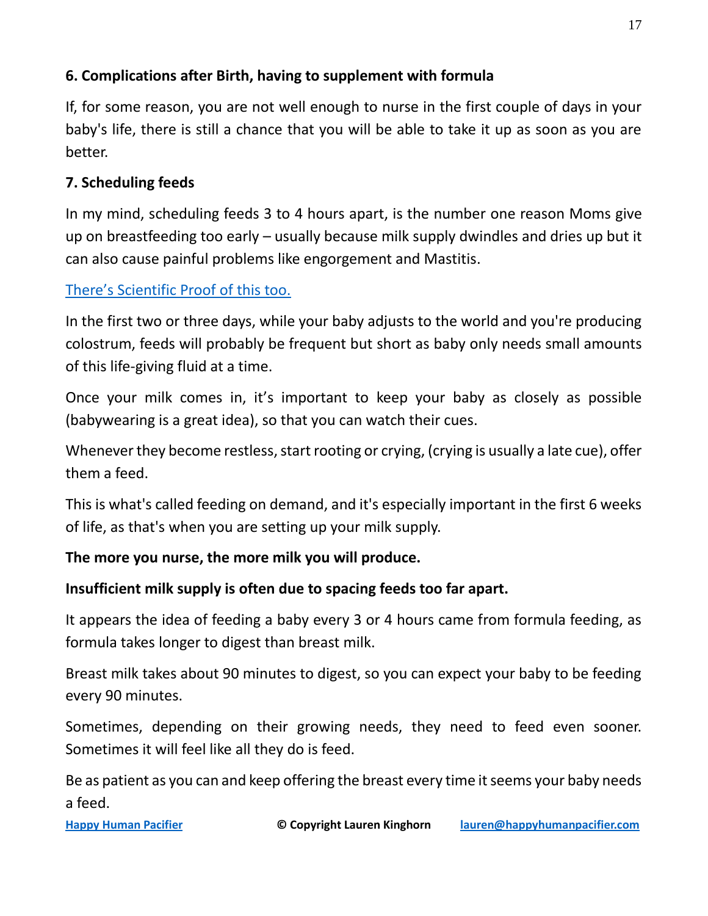**6. Complications after Birth, having to supplement with formula**

If, for some reason, you are not well enough to nurse in the first couple of days in your baby's life, there is still a chance that you will be able to take it up as soon as you are better.

**7. Scheduling feeds**

In my mind, scheduling feeds 3 to 4 hours apart, is the number one reason Moms give up on breastfeeding too early – usually because milk supply dwindles and dries up but it can also cause painful problems like engorgement and Mastitis.

There's Scientific Proof of this too.

In the first two or three days, while your baby adjusts to the world and you're producing colostrum, feeds will probably be frequent but short as baby only needs small amounts of this life-giving fluid at a time.

Once your milk comes in, it's important to keep your baby as closely as possible (babywearing is a great idea), so that you can watch their cues.

Whenever they become restless, start rooting or crying, (crying is usually a late cue), offer them a feed.

This is what's called feeding on demand, and it's especially important in the first 6 weeks of life, as that's when you are setting up your milk supply.

**The more you nurse, the more milk you will produce.**

**Insufficient milk supply is often due to spacing feeds too far apart.**

It appears the idea of feeding a baby every 3 or 4 hours came from formula feeding, as formula takes longer to digest than breast milk.

Breast milk takes about 90 minutes to digest, so you can expect your baby to be feeding every 90 minutes.

Sometimes, depending on their growing needs, they need to feed even sooner. Sometimes it will feel like all they do is feed.

Be as patient as you can and keep offering the breast every time it seems your baby needs a feed.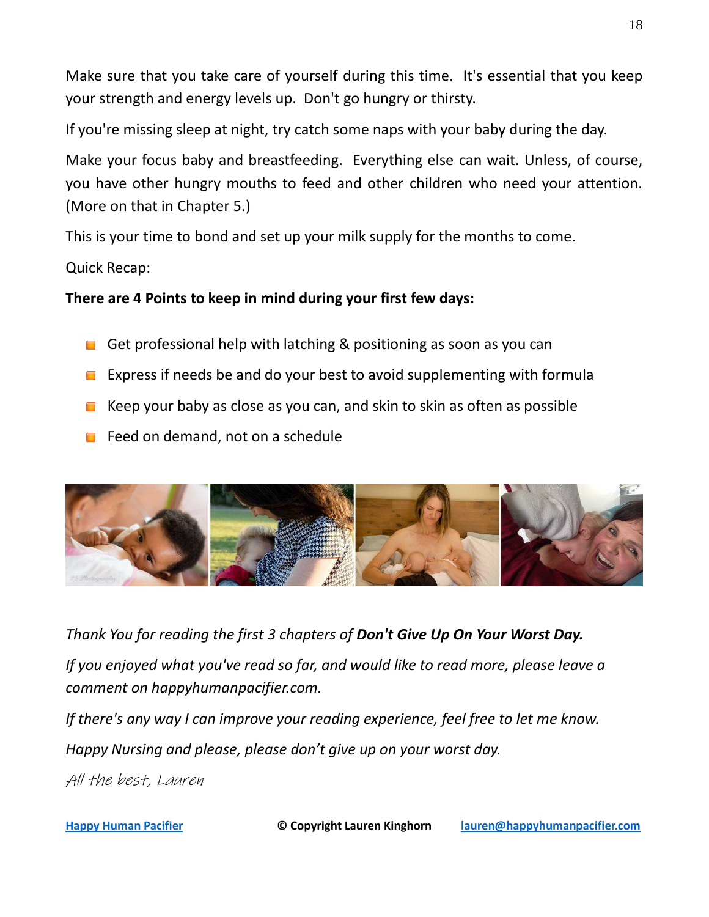Make sure that you take care of yourself during this time. It's essential that you keep your strength and energy levels up. Don't go hungry or thirsty.

If you're missing sleep at night, try catch some naps with your baby during the day.

Make your focus baby and breastfeeding. Everything else can wait. Unless, of course, you have other hungry mouths to feed and other children who need your attention. (More on that in Chapter 5.)

This is your time to bond and set up your milk supply for the months to come.

Quick Recap:

**There are 4 Points to keep in mind during your first few days:**

- Get professional help with latching & positioning as soon as you can
- Express if needs be and do your best to avoid supplementing with formula
- Keep your baby as close as you can, and skin to skin as often as possible
- Feed on demand, not on a schedule

*Thank You for reading the first 3 chapters of* ***Don't Give Up On Your Worst Day.***

*If you enjoyed what you've read so far, and would like to read more, please leave a comment on happyhumanpacifier.com.*

*If there's any way I can improve your reading experience, feel free to let me know.*

*Happy Nursing and please, please don't give up on your worst day.*

*All the best, Lauren*

[Happy Human Pacifier] **© Copyright Lauren Kinghorn** [lauren@happyhumanpacifier.com]